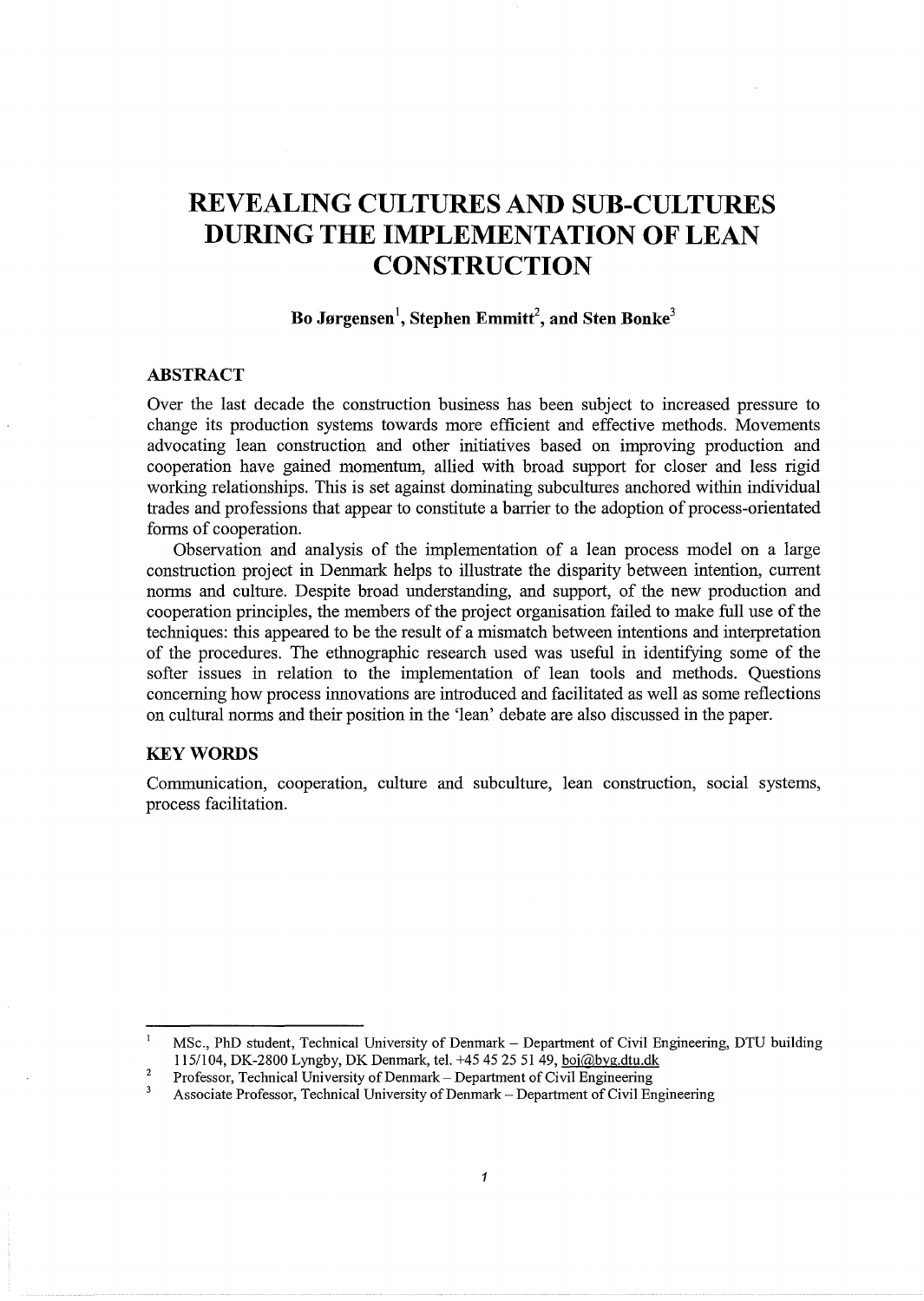# REVEALING CULTURES AND SUB-CULTURES DURING THE IMPLEMENTATION OF LEAN CONSTRUCTION

**Bo Jørgensen[1], Stephen Emmitt[2], and Sten Bonke[3]**

## ABSTRACT

Over the last decade the construction business has been subject to increased pressure to change its production systems towards more efficient and effective methods. Movements advocating lean construction and other initiatives based on improving production and cooperation have gained momentum, allied with broad support for closer and less rigid working relationships. This is set against dominating subcultures anchored within individual trades and professions that appear to constitute a barrier to the adoption of process-orientated forms of cooperation.

Observation and analysis of the implementation of a lean process model on a large construction project in Denmark helps to illustrate the disparity between intention, current norms and culture. Despite broad understanding, and support, of the new production and cooperation principles, the members of the project organisation failed to make full use of the techniques: this appeared to be the result of a mismatch between intentions and interpretation of the procedures. The ethnographic research used was useful in identifying some of the softer issues in relation to the implementation of lean tools and methods. Questions concerning how process innovations are introduced and facilitated as well as some reflections on cultural norms and their position in the 'lean' debate are also discussed in the paper.

## KEY WORDS

Communication, cooperation, culture and subculture, lean construction, social systems, process facilitation.

---

[1] MSc., PhD student, Technical University of Denmark – Department of Civil Engineering, DTU building 115/104, DK-2800 Lyngby, DK Denmark, tel. +45 45 25 51 49, boj@byg.dtu.dk

[2] Professor, Technical University of Denmark – Department of Civil Engineering

[3] Associate Professor, Technical University of Denmark – Department of Civil Engineering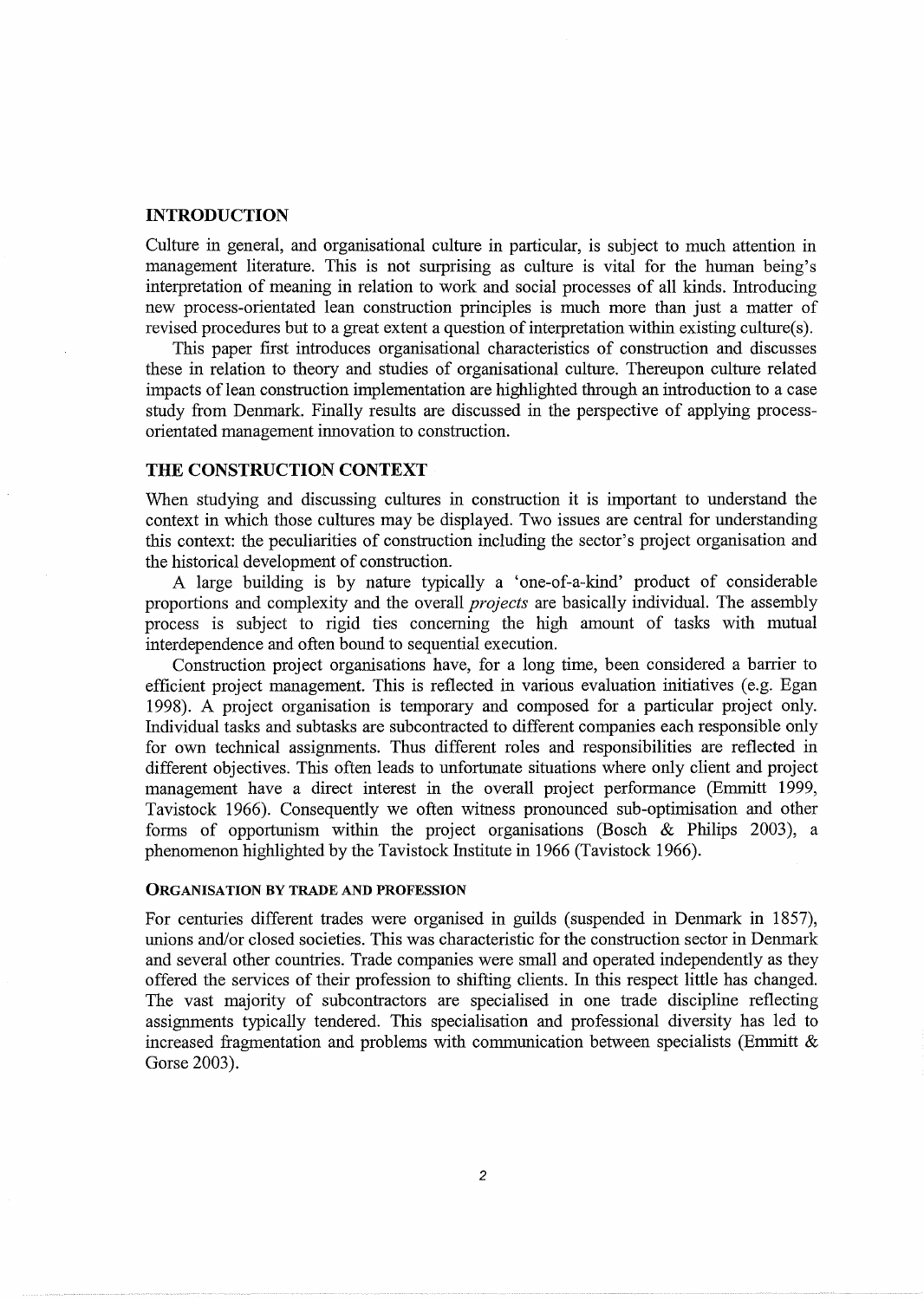## INTRODUCTION

Culture in general, and organisational culture in particular, is subject to much attention in management literature. This is not surprising as culture is vital for the human being's interpretation of meaning in relation to work and social processes of all kinds. Introducing new process-orientated lean construction principles is much more than just a matter of revised procedures but to a great extent a question of interpretation within existing culture(s).

This paper first introduces organisational characteristics of construction and discusses these in relation to theory and studies of organisational culture. Thereupon culture related impacts of lean construction implementation are highlighted through an introduction to a case study from Denmark. Finally results are discussed in the perspective of applying process-orientated management innovation to construction.

## THE CONSTRUCTION CONTEXT

When studying and discussing cultures in construction it is important to understand the context in which those cultures may be displayed. Two issues are central for understanding this context: the peculiarities of construction including the sector's project organisation and the historical development of construction.

A large building is by nature typically a 'one-of-a-kind' product of considerable proportions and complexity and the overall *projects* are basically individual. The assembly process is subject to rigid ties concerning the high amount of tasks with mutual interdependence and often bound to sequential execution.

Construction project organisations have, for a long time, been considered a barrier to efficient project management. This is reflected in various evaluation initiatives (e.g. Egan 1998). A project organisation is temporary and composed for a particular project only. Individual tasks and subtasks are subcontracted to different companies each responsible only for own technical assignments. Thus different roles and responsibilities are reflected in different objectives. This often leads to unfortunate situations where only client and project management have a direct interest in the overall project performance (Emmitt 1999, Tavistock 1966). Consequently we often witness pronounced sub-optimisation and other forms of opportunism within the project organisations (Bosch & Philips 2003), a phenomenon highlighted by the Tavistock Institute in 1966 (Tavistock 1966).

### ORGANISATION BY TRADE AND PROFESSION

For centuries different trades were organised in guilds (suspended in Denmark in 1857), unions and/or closed societies. This was characteristic for the construction sector in Denmark and several other countries. Trade companies were small and operated independently as they offered the services of their profession to shifting clients. In this respect little has changed. The vast majority of subcontractors are specialised in one trade discipline reflecting assignments typically tendered. This specialisation and professional diversity has led to increased fragmentation and problems with communication between specialists (Emmitt & Gorse 2003).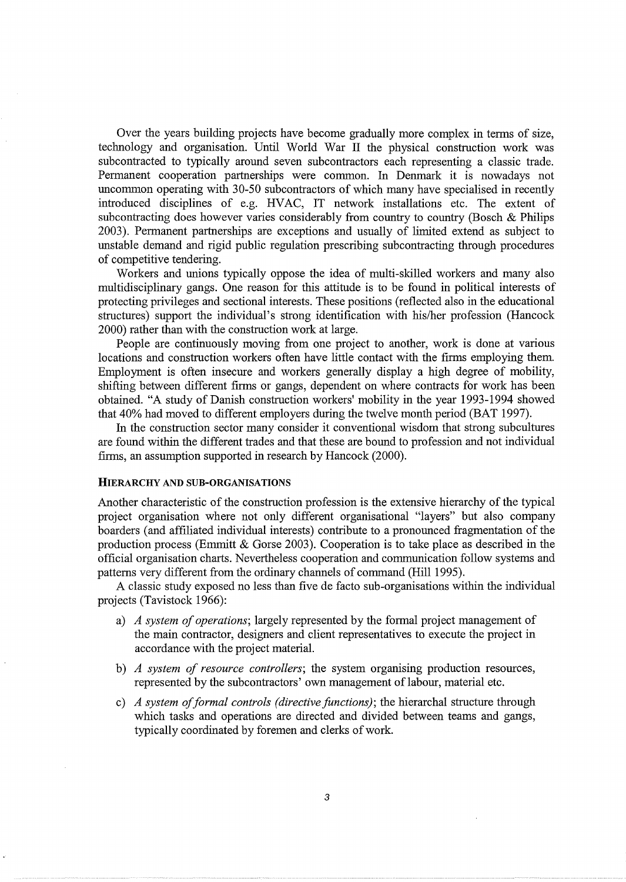Over the years building projects have become gradually more complex in terms of size, technology and organisation. Until World War II the physical construction work was subcontracted to typically around seven subcontractors each representing a classic trade. Permanent cooperation partnerships were common. In Denmark it is nowadays not uncommon operating with 30-50 subcontractors of which many have specialised in recently introduced disciplines of e.g. HVAC, IT network installations etc. The extent of subcontracting does however varies considerably from country to country (Bosch & Philips 2003). Permanent partnerships are exceptions and usually of limited extend as subject to unstable demand and rigid public regulation prescribing subcontracting through procedures of competitive tendering.

Workers and unions typically oppose the idea of multi-skilled workers and many also multidisciplinary gangs. One reason for this attitude is to be found in political interests of protecting privileges and sectional interests. These positions (reflected also in the educational structures) support the individual's strong identification with his/her profession (Hancock 2000) rather than with the construction work at large.

People are continuously moving from one project to another, work is done at various locations and construction workers often have little contact with the firms employing them. Employment is often insecure and workers generally display a high degree of mobility, shifting between different firms or gangs, dependent on where contracts for work has been obtained. "A study of Danish construction workers' mobility in the year 1993-1994 showed that 40% had moved to different employers during the twelve month period (BAT 1997).

In the construction sector many consider it conventional wisdom that strong subcultures are found within the different trades and that these are bound to profession and not individual firms, an assumption supported in research by Hancock (2000).

### HIERARCHY AND SUB-ORGANISATIONS

Another characteristic of the construction profession is the extensive hierarchy of the typical project organisation where not only different organisational "layers" but also company boarders (and affiliated individual interests) contribute to a pronounced fragmentation of the production process (Emmitt & Gorse 2003). Cooperation is to take place as described in the official organisation charts. Nevertheless cooperation and communication follow systems and patterns very different from the ordinary channels of command (Hill 1995).

A classic study exposed no less than five de facto sub-organisations within the individual projects (Tavistock 1966):

a) *A system of operations*; largely represented by the formal project management of the main contractor, designers and client representatives to execute the project in accordance with the project material.

b) *A system of resource controllers*; the system organising production resources, represented by the subcontractors' own management of labour, material etc.

c) *A system of formal controls (directive functions)*; the hierarchal structure through which tasks and operations are directed and divided between teams and gangs, typically coordinated by foremen and clerks of work.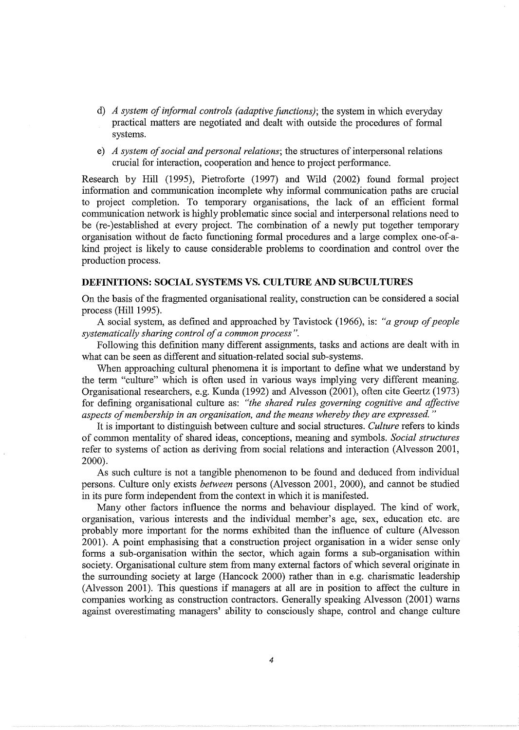d) *A system of informal controls (adaptive functions)*; the system in which everyday practical matters are negotiated and dealt with outside the procedures of formal systems.

e) *A system of social and personal relations*; the structures of interpersonal relations crucial for interaction, cooperation and hence to project performance.

Research by Hill (1995), Pietroforte (1997) and Wild (2002) found formal project information and communication incomplete why informal communication paths are crucial to project completion. To temporary organisations, the lack of an efficient formal communication network is highly problematic since social and interpersonal relations need to be (re-)established at every project. The combination of a newly put together temporary organisation without de facto functioning formal procedures and a large complex one-of-a-kind project is likely to cause considerable problems to coordination and control over the production process.

## DEFINITIONS: SOCIAL SYSTEMS VS. CULTURE AND SUBCULTURES

On the basis of the fragmented organisational reality, construction can be considered a social process (Hill 1995).

A social system, as defined and approached by Tavistock (1966), is: *"a group of people systematically sharing control of a common process"*.

Following this definition many different assignments, tasks and actions are dealt with in what can be seen as different and situation-related social sub-systems.

When approaching cultural phenomena it is important to define what we understand by the term "culture" which is often used in various ways implying very different meaning. Organisational researchers, e.g. Kunda (1992) and Alvesson (2001), often cite Geertz (1973) for defining organisational culture as: *"the shared rules governing cognitive and affective aspects of membership in an organisation, and the means whereby they are expressed."*

It is important to distinguish between culture and social structures. *Culture* refers to kinds of common mentality of shared ideas, conceptions, meaning and symbols. *Social structures* refer to systems of action as deriving from social relations and interaction (Alvesson 2001, 2000).

As such culture is not a tangible phenomenon to be found and deduced from individual persons. Culture only exists *between* persons (Alvesson 2001, 2000), and cannot be studied in its pure form independent from the context in which it is manifested.

Many other factors influence the norms and behaviour displayed. The kind of work, organisation, various interests and the individual member's age, sex, education etc. are probably more important for the norms exhibited than the influence of culture (Alvesson 2001). A point emphasising that a construction project organisation in a wider sense only forms a sub-organisation within the sector, which again forms a sub-organisation within society. Organisational culture stem from many external factors of which several originate in the surrounding society at large (Hancock 2000) rather than in e.g. charismatic leadership (Alvesson 2001). This questions if managers at all are in position to affect the culture in companies working as construction contractors. Generally speaking Alvesson (2001) warns against overestimating managers' ability to consciously shape, control and change culture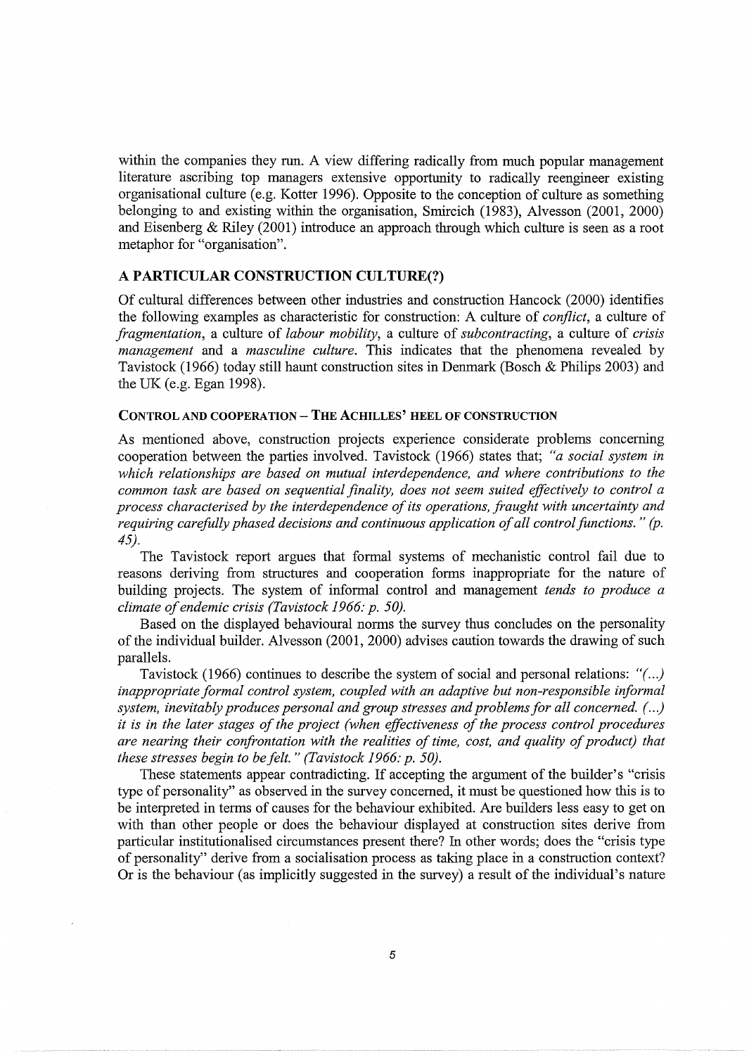within the companies they run. A view differing radically from much popular management literature ascribing top managers extensive opportunity to radically reengineer existing organisational culture (e.g. Kotter 1996). Opposite to the conception of culture as something belonging to and existing within the organisation, Smircich (1983), Alvesson (2001, 2000) and Eisenberg & Riley (2001) introduce an approach through which culture is seen as a root metaphor for "organisation".

## A PARTICULAR CONSTRUCTION CULTURE(?)

Of cultural differences between other industries and construction Hancock (2000) identifies the following examples as characteristic for construction: A culture of *conflict*, a culture of *fragmentation*, a culture of *labour mobility*, a culture of *subcontracting*, a culture of *crisis management* and a *masculine culture*. This indicates that the phenomena revealed by Tavistock (1966) today still haunt construction sites in Denmark (Bosch & Philips 2003) and the UK (e.g. Egan 1998).

### CONTROL AND COOPERATION – THE ACHILLES' HEEL OF CONSTRUCTION

As mentioned above, construction projects experience considerate problems concerning cooperation between the parties involved. Tavistock (1966) states that; *"a social system in which relationships are based on mutual interdependence, and where contributions to the common task are based on sequential finality, does not seem suited effectively to control a process characterised by the interdependence of its operations, fraught with uncertainty and requiring carefully phased decisions and continuous application of all control functions." (p. 45).*

The Tavistock report argues that formal systems of mechanistic control fail due to reasons deriving from structures and cooperation forms inappropriate for the nature of building projects. The system of informal control and management *tends to produce a climate of endemic crisis (Tavistock 1966: p. 50).*

Based on the displayed behavioural norms the survey thus concludes on the personality of the individual builder. Alvesson (2001, 2000) advises caution towards the drawing of such parallels.

Tavistock (1966) continues to describe the system of social and personal relations: *"(...) inappropriate formal control system, coupled with an adaptive but non-responsible informal system, inevitably produces personal and group stresses and problems for all concerned. (...) it is in the later stages of the project (when effectiveness of the process control procedures are nearing their confrontation with the realities of time, cost, and quality of product) that these stresses begin to be felt." (Tavistock 1966: p. 50).*

These statements appear contradicting. If accepting the argument of the builder's "crisis type of personality" as observed in the survey concerned, it must be questioned how this is to be interpreted in terms of causes for the behaviour exhibited. Are builders less easy to get on with than other people or does the behaviour displayed at construction sites derive from particular institutionalised circumstances present there? In other words; does the "crisis type of personality" derive from a socialisation process as taking place in a construction context? Or is the behaviour (as implicitly suggested in the survey) a result of the individual's nature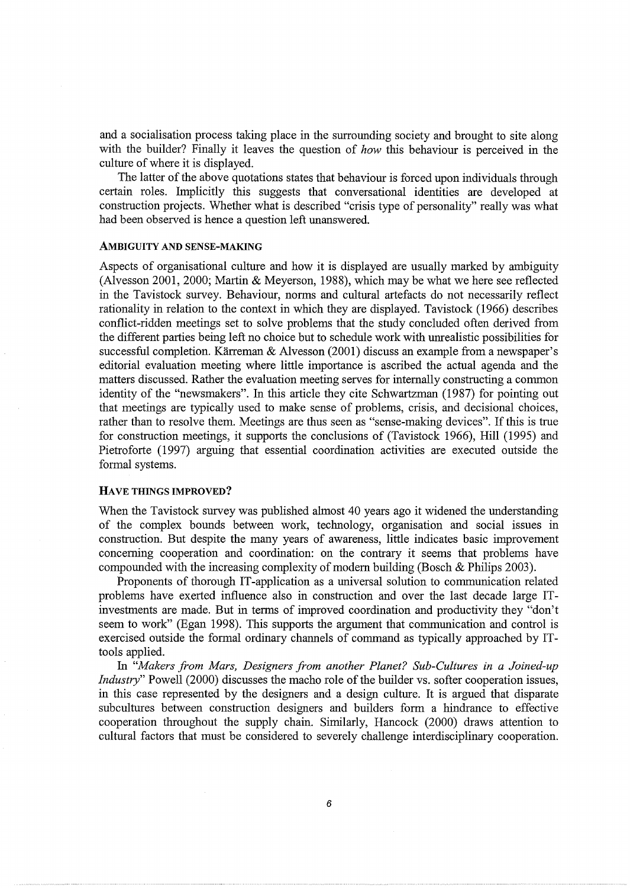and a socialisation process taking place in the surrounding society and brought to site along with the builder? Finally it leaves the question of *how* this behaviour is perceived in the culture of where it is displayed.

The latter of the above quotations states that behaviour is forced upon individuals through certain roles. Implicitly this suggests that conversational identities are developed at construction projects. Whether what is described "crisis type of personality" really was what had been observed is hence a question left unanswered.

### AMBIGUITY AND SENSE-MAKING

Aspects of organisational culture and how it is displayed are usually marked by ambiguity (Alvesson 2001, 2000; Martin & Meyerson, 1988), which may be what we here see reflected in the Tavistock survey. Behaviour, norms and cultural artefacts do not necessarily reflect rationality in relation to the context in which they are displayed. Tavistock (1966) describes conflict-ridden meetings set to solve problems that the study concluded often derived from the different parties being left no choice but to schedule work with unrealistic possibilities for successful completion. Kärreman & Alvesson (2001) discuss an example from a newspaper's editorial evaluation meeting where little importance is ascribed the actual agenda and the matters discussed. Rather the evaluation meeting serves for internally constructing a common identity of the "newsmakers". In this article they cite Schwartzman (1987) for pointing out that meetings are typically used to make sense of problems, crisis, and decisional choices, rather than to resolve them. Meetings are thus seen as "sense-making devices". If this is true for construction meetings, it supports the conclusions of (Tavistock 1966), Hill (1995) and Pietroforte (1997) arguing that essential coordination activities are executed outside the formal systems.

### HAVE THINGS IMPROVED?

When the Tavistock survey was published almost 40 years ago it widened the understanding of the complex bounds between work, technology, organisation and social issues in construction. But despite the many years of awareness, little indicates basic improvement concerning cooperation and coordination: on the contrary it seems that problems have compounded with the increasing complexity of modern building (Bosch & Philips 2003).

Proponents of thorough IT-application as a universal solution to communication related problems have exerted influence also in construction and over the last decade large IT-investments are made. But in terms of improved coordination and productivity they "don't seem to work" (Egan 1998). This supports the argument that communication and control is exercised outside the formal ordinary channels of command as typically approached by IT-tools applied.

In *"Makers from Mars, Designers from another Planet? Sub-Cultures in a Joined-up Industry"* Powell (2000) discusses the macho role of the builder vs. softer cooperation issues, in this case represented by the designers and a design culture. It is argued that disparate subcultures between construction designers and builders form a hindrance to effective cooperation throughout the supply chain. Similarly, Hancock (2000) draws attention to cultural factors that must be considered to severely challenge interdisciplinary cooperation.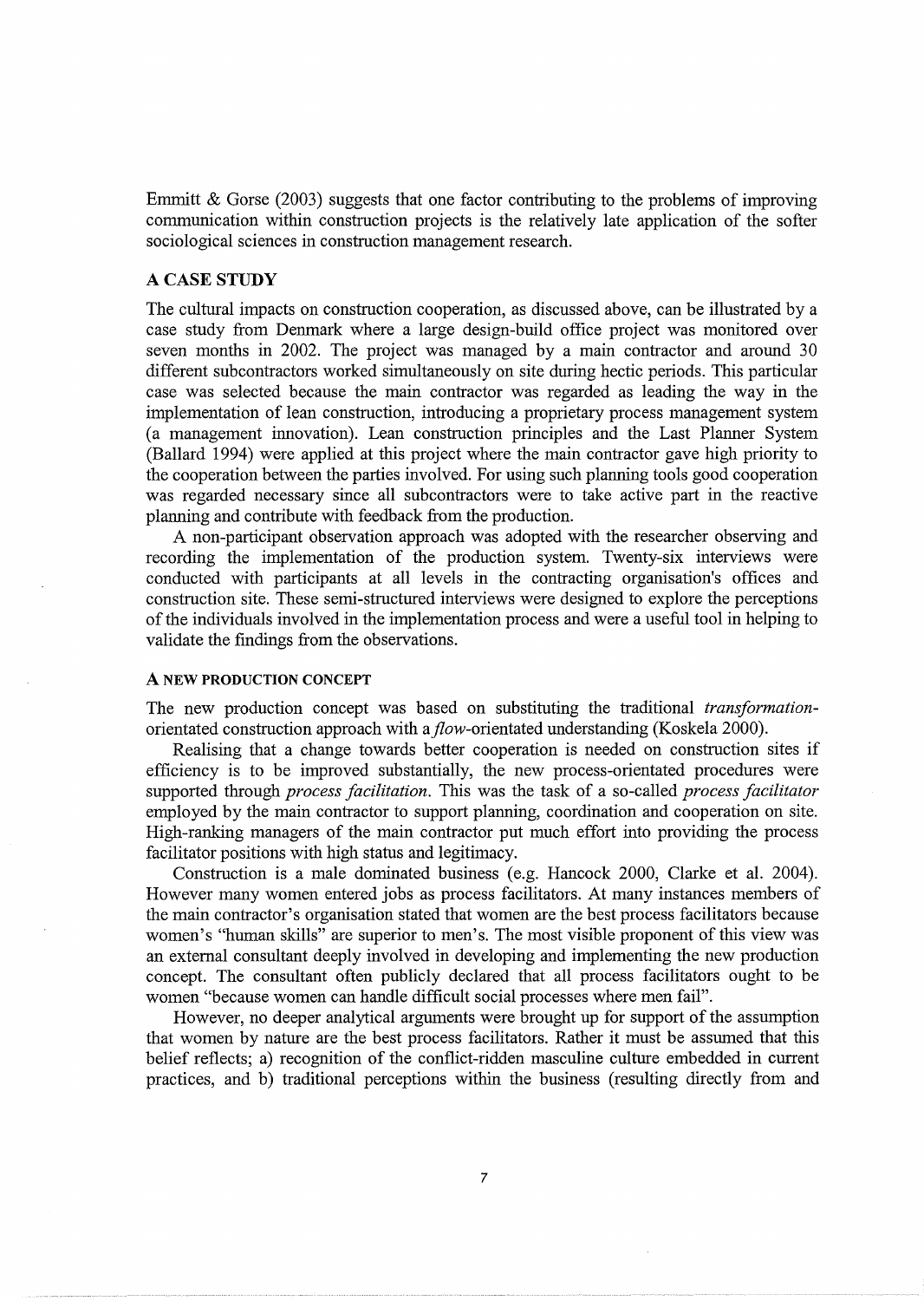Emmitt & Gorse (2003) suggests that one factor contributing to the problems of improving communication within construction projects is the relatively late application of the softer sociological sciences in construction management research.

## A CASE STUDY

The cultural impacts on construction cooperation, as discussed above, can be illustrated by a case study from Denmark where a large design-build office project was monitored over seven months in 2002. The project was managed by a main contractor and around 30 different subcontractors worked simultaneously on site during hectic periods. This particular case was selected because the main contractor was regarded as leading the way in the implementation of lean construction, introducing a proprietary process management system (a management innovation). Lean construction principles and the Last Planner System (Ballard 1994) were applied at this project where the main contractor gave high priority to the cooperation between the parties involved. For using such planning tools good cooperation was regarded necessary since all subcontractors were to take active part in the reactive planning and contribute with feedback from the production.

A non-participant observation approach was adopted with the researcher observing and recording the implementation of the production system. Twenty-six interviews were conducted with participants at all levels in the contracting organisation's offices and construction site. These semi-structured interviews were designed to explore the perceptions of the individuals involved in the implementation process and were a useful tool in helping to validate the findings from the observations.

### A NEW PRODUCTION CONCEPT

The new production concept was based on substituting the traditional *transformation*-orientated construction approach with a *flow*-orientated understanding (Koskela 2000).

Realising that a change towards better cooperation is needed on construction sites if efficiency is to be improved substantially, the new process-orientated procedures were supported through *process facilitation*. This was the task of a so-called *process facilitator* employed by the main contractor to support planning, coordination and cooperation on site. High-ranking managers of the main contractor put much effort into providing the process facilitator positions with high status and legitimacy.

Construction is a male dominated business (e.g. Hancock 2000, Clarke et al. 2004). However many women entered jobs as process facilitators. At many instances members of the main contractor's organisation stated that women are the best process facilitators because women's "human skills" are superior to men's. The most visible proponent of this view was an external consultant deeply involved in developing and implementing the new production concept. The consultant often publicly declared that all process facilitators ought to be women "because women can handle difficult social processes where men fail".

However, no deeper analytical arguments were brought up for support of the assumption that women by nature are the best process facilitators. Rather it must be assumed that this belief reflects; a) recognition of the conflict-ridden masculine culture embedded in current practices, and b) traditional perceptions within the business (resulting directly from and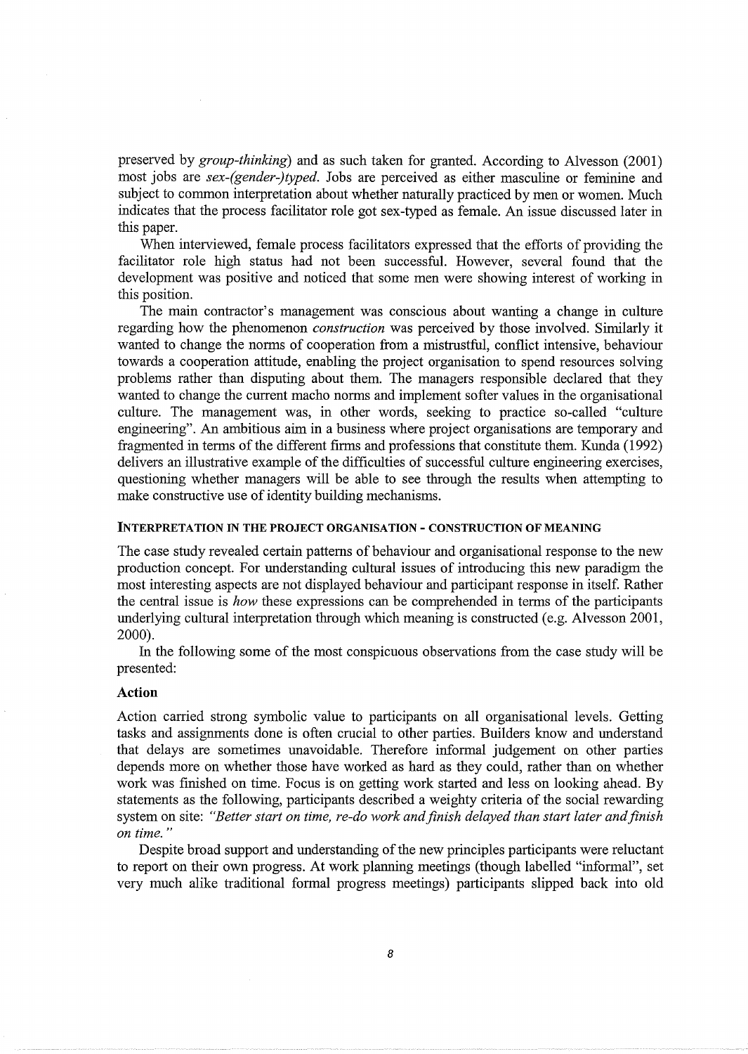preserved by *group-thinking*) and as such taken for granted. According to Alvesson (2001) most jobs are *sex-(gender-)typed*. Jobs are perceived as either masculine or feminine and subject to common interpretation about whether naturally practiced by men or women. Much indicates that the process facilitator role got sex-typed as female. An issue discussed later in this paper.

When interviewed, female process facilitators expressed that the efforts of providing the facilitator role high status had not been successful. However, several found that the development was positive and noticed that some men were showing interest of working in this position.

The main contractor's management was conscious about wanting a change in culture regarding how the phenomenon *construction* was perceived by those involved. Similarly it wanted to change the norms of cooperation from a mistrustful, conflict intensive, behaviour towards a cooperation attitude, enabling the project organisation to spend resources solving problems rather than disputing about them. The managers responsible declared that they wanted to change the current macho norms and implement softer values in the organisational culture. The management was, in other words, seeking to practice so-called "culture engineering". An ambitious aim in a business where project organisations are temporary and fragmented in terms of the different firms and professions that constitute them. Kunda (1992) delivers an illustrative example of the difficulties of successful culture engineering exercises, questioning whether managers will be able to see through the results when attempting to make constructive use of identity building mechanisms.

## INTERPRETATION IN THE PROJECT ORGANISATION - CONSTRUCTION OF MEANING

The case study revealed certain patterns of behaviour and organisational response to the new production concept. For understanding cultural issues of introducing this new paradigm the most interesting aspects are not displayed behaviour and participant response in itself. Rather the central issue is *how* these expressions can be comprehended in terms of the participants underlying cultural interpretation through which meaning is constructed (e.g. Alvesson 2001, 2000).

In the following some of the most conspicuous observations from the case study will be presented:

### Action

Action carried strong symbolic value to participants on all organisational levels. Getting tasks and assignments done is often crucial to other parties. Builders know and understand that delays are sometimes unavoidable. Therefore informal judgement on other parties depends more on whether those have worked as hard as they could, rather than on whether work was finished on time. Focus is on getting work started and less on looking ahead. By statements as the following, participants described a weighty criteria of the social rewarding system on site: *"Better start on time, re-do work and finish delayed than start later and finish on time."*

Despite broad support and understanding of the new principles participants were reluctant to report on their own progress. At work planning meetings (though labelled "informal", set very much alike traditional formal progress meetings) participants slipped back into old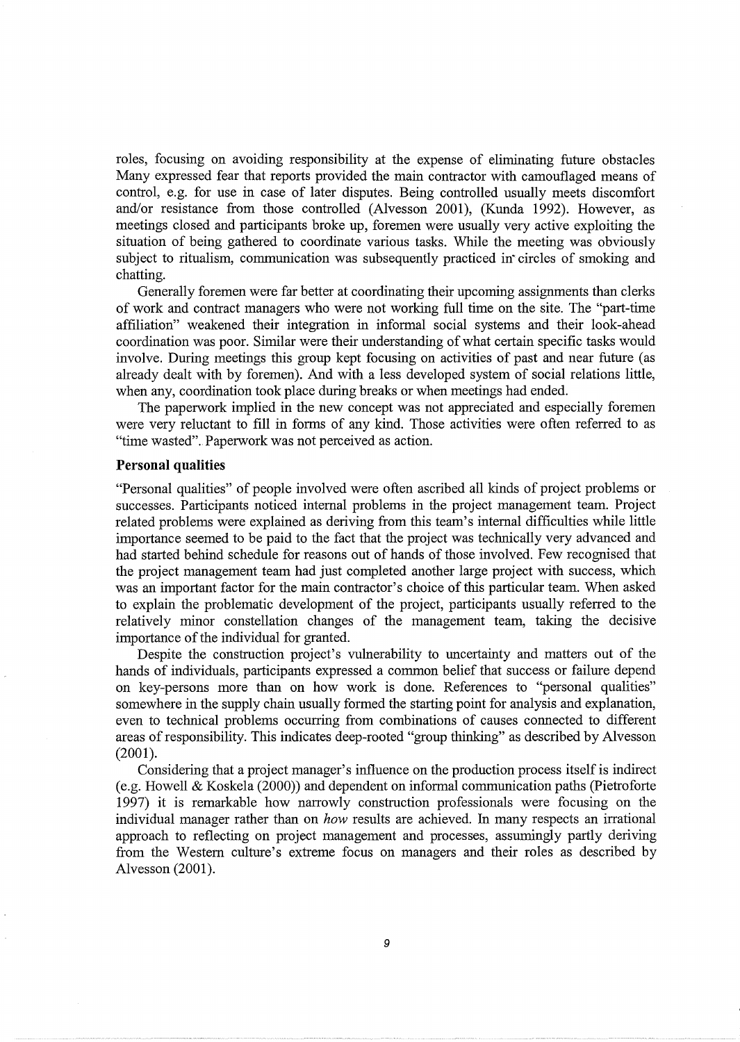roles, focusing on avoiding responsibility at the expense of eliminating future obstacles Many expressed fear that reports provided the main contractor with camouflaged means of control, e.g. for use in case of later disputes. Being controlled usually meets discomfort and/or resistance from those controlled (Alvesson 2001), (Kunda 1992). However, as meetings closed and participants broke up, foremen were usually very active exploiting the situation of being gathered to coordinate various tasks. While the meeting was obviously subject to ritualism, communication was subsequently practiced in circles of smoking and chatting.

Generally foremen were far better at coordinating their upcoming assignments than clerks of work and contract managers who were not working full time on the site. The "part-time affiliation" weakened their integration in informal social systems and their look-ahead coordination was poor. Similar were their understanding of what certain specific tasks would involve. During meetings this group kept focusing on activities of past and near future (as already dealt with by foremen). And with a less developed system of social relations little, when any, coordination took place during breaks or when meetings had ended.

The paperwork implied in the new concept was not appreciated and especially foremen were very reluctant to fill in forms of any kind. Those activities were often referred to as "time wasted". Paperwork was not perceived as action.

### Personal qualities

"Personal qualities" of people involved were often ascribed all kinds of project problems or successes. Participants noticed internal problems in the project management team. Project related problems were explained as deriving from this team's internal difficulties while little importance seemed to be paid to the fact that the project was technically very advanced and had started behind schedule for reasons out of hands of those involved. Few recognised that the project management team had just completed another large project with success, which was an important factor for the main contractor's choice of this particular team. When asked to explain the problematic development of the project, participants usually referred to the relatively minor constellation changes of the management team, taking the decisive importance of the individual for granted.

Despite the construction project's vulnerability to uncertainty and matters out of the hands of individuals, participants expressed a common belief that success or failure depend on key-persons more than on how work is done. References to "personal qualities" somewhere in the supply chain usually formed the starting point for analysis and explanation, even to technical problems occurring from combinations of causes connected to different areas of responsibility. This indicates deep-rooted "group thinking" as described by Alvesson (2001).

Considering that a project manager's influence on the production process itself is indirect (e.g. Howell & Koskela (2000)) and dependent on informal communication paths (Pietroforte 1997) it is remarkable how narrowly construction professionals were focusing on the individual manager rather than on *how* results are achieved. In many respects an irrational approach to reflecting on project management and processes, assumingly partly deriving from the Western culture's extreme focus on managers and their roles as described by Alvesson (2001).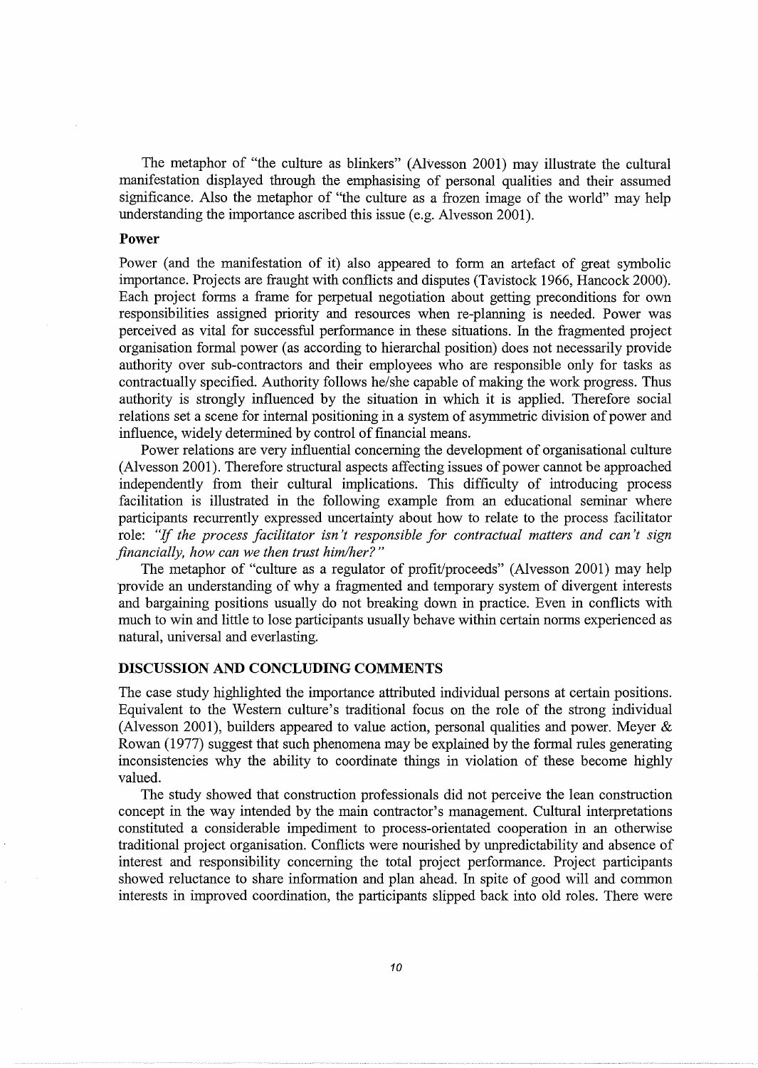The metaphor of "the culture as blinkers" (Alvesson 2001) may illustrate the cultural manifestation displayed through the emphasising of personal qualities and their assumed significance. Also the metaphor of "the culture as a frozen image of the world" may help understanding the importance ascribed this issue (e.g. Alvesson 2001).

### Power

Power (and the manifestation of it) also appeared to form an artefact of great symbolic importance. Projects are fraught with conflicts and disputes (Tavistock 1966, Hancock 2000). Each project forms a frame for perpetual negotiation about getting preconditions for own responsibilities assigned priority and resources when re-planning is needed. Power was perceived as vital for successful performance in these situations. In the fragmented project organisation formal power (as according to hierarchal position) does not necessarily provide authority over sub-contractors and their employees who are responsible only for tasks as contractually specified. Authority follows he/she capable of making the work progress. Thus authority is strongly influenced by the situation in which it is applied. Therefore social relations set a scene for internal positioning in a system of asymmetric division of power and influence, widely determined by control of financial means.

Power relations are very influential concerning the development of organisational culture (Alvesson 2001). Therefore structural aspects affecting issues of power cannot be approached independently from their cultural implications. This difficulty of introducing process facilitation is illustrated in the following example from an educational seminar where participants recurrently expressed uncertainty about how to relate to the process facilitator role: *"If the process facilitator isn't responsible for contractual matters and can't sign financially, how can we then trust him/her?"*

The metaphor of "culture as a regulator of profit/proceeds" (Alvesson 2001) may help provide an understanding of why a fragmented and temporary system of divergent interests and bargaining positions usually do not breaking down in practice. Even in conflicts with much to win and little to lose participants usually behave within certain norms experienced as natural, universal and everlasting.

## DISCUSSION AND CONCLUDING COMMENTS

The case study highlighted the importance attributed individual persons at certain positions. Equivalent to the Western culture's traditional focus on the role of the strong individual (Alvesson 2001), builders appeared to value action, personal qualities and power. Meyer & Rowan (1977) suggest that such phenomena may be explained by the formal rules generating inconsistencies why the ability to coordinate things in violation of these become highly valued.

The study showed that construction professionals did not perceive the lean construction concept in the way intended by the main contractor's management. Cultural interpretations constituted a considerable impediment to process-orientated cooperation in an otherwise traditional project organisation. Conflicts were nourished by unpredictability and absence of interest and responsibility concerning the total project performance. Project participants showed reluctance to share information and plan ahead. In spite of good will and common interests in improved coordination, the participants slipped back into old roles. There were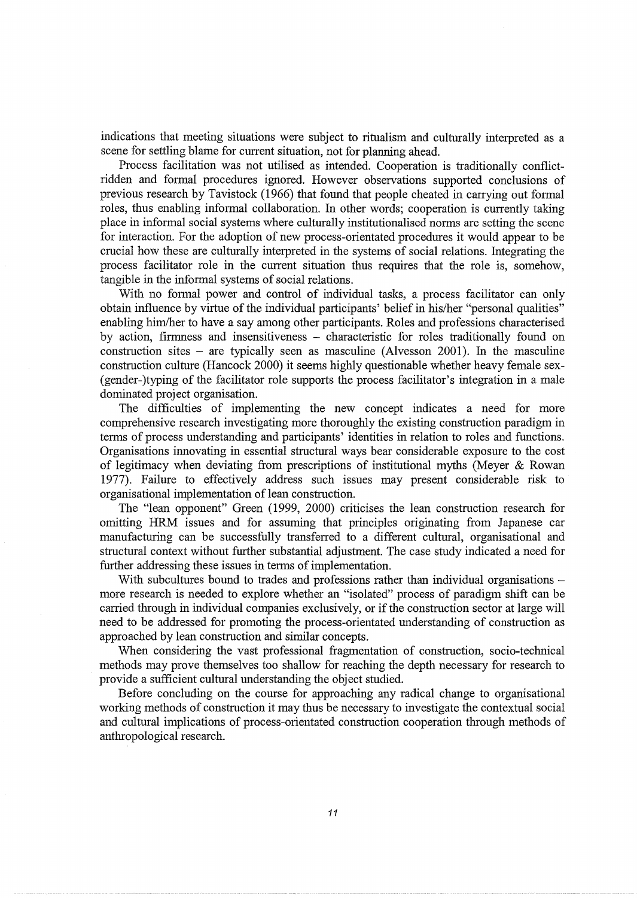indications that meeting situations were subject to ritualism and culturally interpreted as a scene for settling blame for current situation, not for planning ahead.

Process facilitation was not utilised as intended. Cooperation is traditionally conflict-ridden and formal procedures ignored. However observations supported conclusions of previous research by Tavistock (1966) that found that people cheated in carrying out formal roles, thus enabling informal collaboration. In other words; cooperation is currently taking place in informal social systems where culturally institutionalised norms are setting the scene for interaction. For the adoption of new process-orientated procedures it would appear to be crucial how these are culturally interpreted in the systems of social relations. Integrating the process facilitator role in the current situation thus requires that the role is, somehow, tangible in the informal systems of social relations.

With no formal power and control of individual tasks, a process facilitator can only obtain influence by virtue of the individual participants' belief in his/her "personal qualities" enabling him/her to have a say among other participants. Roles and professions characterised by action, firmness and insensitiveness – characteristic for roles traditionally found on construction sites – are typically seen as masculine (Alvesson 2001). In the masculine construction culture (Hancock 2000) it seems highly questionable whether heavy female sex-(gender-)typing of the facilitator role supports the process facilitator's integration in a male dominated project organisation.

The difficulties of implementing the new concept indicates a need for more comprehensive research investigating more thoroughly the existing construction paradigm in terms of process understanding and participants' identities in relation to roles and functions. Organisations innovating in essential structural ways bear considerable exposure to the cost of legitimacy when deviating from prescriptions of institutional myths (Meyer & Rowan 1977). Failure to effectively address such issues may present considerable risk to organisational implementation of lean construction.

The "lean opponent" Green (1999, 2000) criticises the lean construction research for omitting HRM issues and for assuming that principles originating from Japanese car manufacturing can be successfully transferred to a different cultural, organisational and structural context without further substantial adjustment. The case study indicated a need for further addressing these issues in terms of implementation.

With subcultures bound to trades and professions rather than individual organisations – more research is needed to explore whether an "isolated" process of paradigm shift can be carried through in individual companies exclusively, or if the construction sector at large will need to be addressed for promoting the process-orientated understanding of construction as approached by lean construction and similar concepts.

When considering the vast professional fragmentation of construction, socio-technical methods may prove themselves too shallow for reaching the depth necessary for research to provide a sufficient cultural understanding the object studied.

Before concluding on the course for approaching any radical change to organisational working methods of construction it may thus be necessary to investigate the contextual social and cultural implications of process-orientated construction cooperation through methods of anthropological research.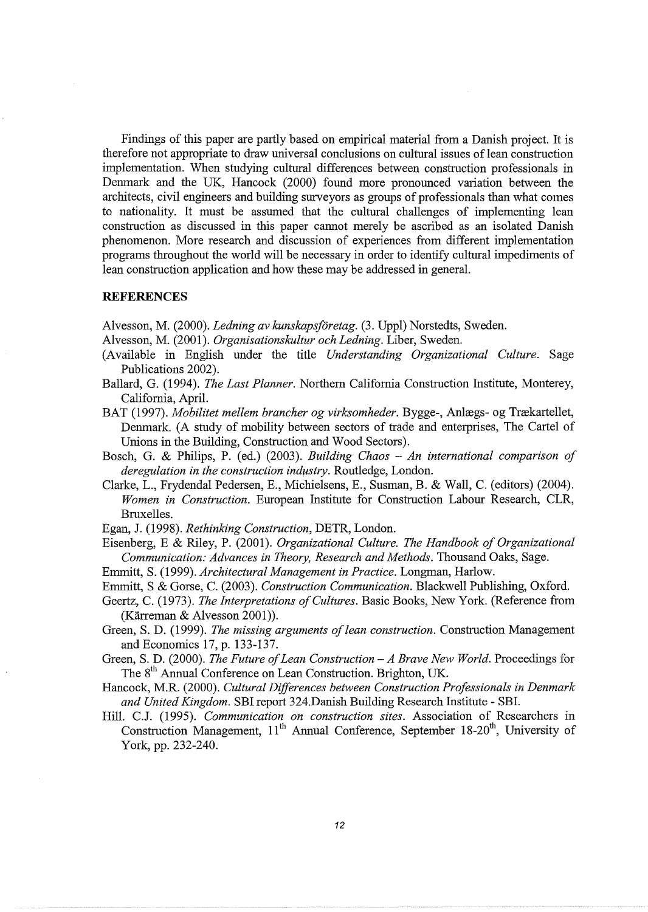Findings of this paper are partly based on empirical material from a Danish project. It is therefore not appropriate to draw universal conclusions on cultural issues of lean construction implementation. When studying cultural differences between construction professionals in Denmark and the UK, Hancock (2000) found more pronounced variation between the architects, civil engineers and building surveyors as groups of professionals than what comes to nationality. It must be assumed that the cultural challenges of implementing lean construction as discussed in this paper cannot merely be ascribed as an isolated Danish phenomenon. More research and discussion of experiences from different implementation programs throughout the world will be necessary in order to identify cultural impediments of lean construction application and how these may be addressed in general.

## REFERENCES

Alvesson, M. (2000). *Ledning av kunskapsföretag*. (3. Uppl) Norstedts, Sweden.

Alvesson, M. (2001). *Organisationskultur och Ledning*. Liber, Sweden.

(Available in English under the title *Understanding Organizational Culture*. Sage Publications 2002).

Ballard, G. (1994). *The Last Planner*. Northern California Construction Institute, Monterey, California, April.

BAT (1997). *Mobilitet mellem brancher og virksomheder*. Bygge-, Anlægs- og Trækartellet, Denmark. (A study of mobility between sectors of trade and enterprises, The Cartel of Unions in the Building, Construction and Wood Sectors).

Bosch, G. & Philips, P. (ed.) (2003). *Building Chaos – An international comparison of deregulation in the construction industry*. Routledge, London.

Clarke, L., Frydendal Pedersen, E., Michielsens, E., Susman, B. & Wall, C. (editors) (2004). *Women in Construction*. European Institute for Construction Labour Research, CLR, Bruxelles.

Egan, J. (1998). *Rethinking Construction*, DETR, London.

Eisenberg, E & Riley, P. (2001). *Organizational Culture. The Handbook of Organizational Communication: Advances in Theory, Research and Methods*. Thousand Oaks, Sage.

Emmitt, S. (1999). *Architectural Management in Practice*. Longman, Harlow.

Emmitt, S & Gorse, C. (2003). *Construction Communication*. Blackwell Publishing, Oxford.

Geertz, C. (1973). *The Interpretations of Cultures*. Basic Books, New York. (Reference from (Kärreman & Alvesson 2001)).

Green, S. D. (1999). *The missing arguments of lean construction*. Construction Management and Economics 17, p. 133-137.

Green, S. D. (2000). *The Future of Lean Construction – A Brave New World*. Proceedings for The 8th Annual Conference on Lean Construction. Brighton, UK.

Hancock, M.R. (2000). *Cultural Differences between Construction Professionals in Denmark and United Kingdom*. SBI report 324.Danish Building Research Institute - SBI.

Hill. C.J. (1995). *Communication on construction sites*. Association of Researchers in Construction Management, 11th Annual Conference, September 18-20th, University of York, pp. 232-240.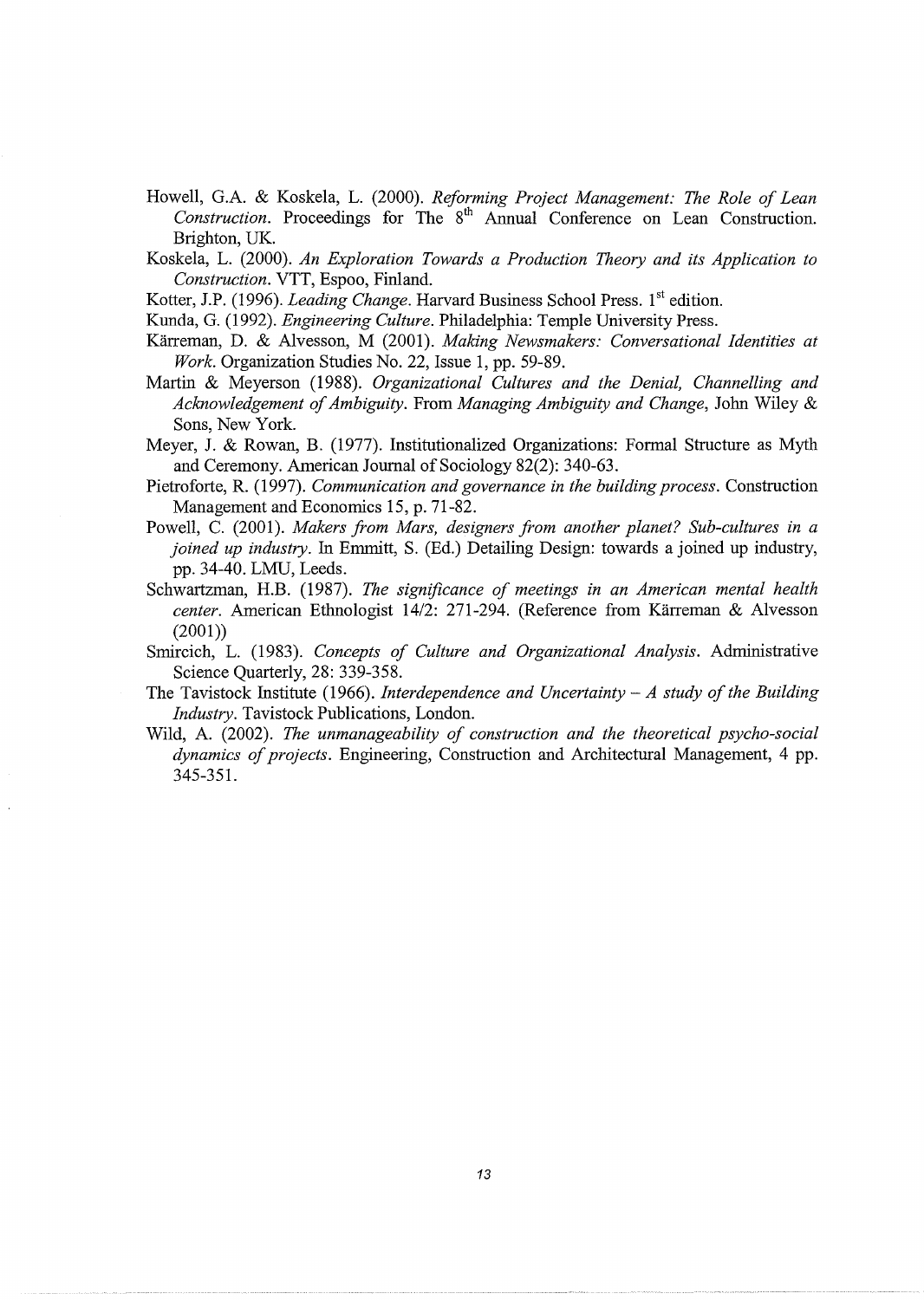Howell, G.A. & Koskela, L. (2000). *Reforming Project Management: The Role of Lean Construction*. Proceedings for The 8th Annual Conference on Lean Construction. Brighton, UK.

Koskela, L. (2000). *An Exploration Towards a Production Theory and its Application to Construction*. VTT, Espoo, Finland.

Kotter, J.P. (1996). *Leading Change*. Harvard Business School Press. 1st edition.

Kunda, G. (1992). *Engineering Culture*. Philadelphia: Temple University Press.

Kärreman, D. & Alvesson, M (2001). *Making Newsmakers: Conversational Identities at Work*. Organization Studies No. 22, Issue 1, pp. 59-89.

Martin & Meyerson (1988). *Organizational Cultures and the Denial, Channelling and Acknowledgement of Ambiguity*. From *Managing Ambiguity and Change*, John Wiley & Sons, New York.

Meyer, J. & Rowan, B. (1977). Institutionalized Organizations: Formal Structure as Myth and Ceremony. American Journal of Sociology 82(2): 340-63.

Pietroforte, R. (1997). *Communication and governance in the building process*. Construction Management and Economics 15, p. 71-82.

Powell, C. (2001). *Makers from Mars, designers from another planet? Sub-cultures in a joined up industry*. In Emmitt, S. (Ed.) Detailing Design: towards a joined up industry, pp. 34-40. LMU, Leeds.

Schwartzman, H.B. (1987). *The significance of meetings in an American mental health center*. American Ethnologist 14/2: 271-294. (Reference from Kärreman & Alvesson (2001))

Smircich, L. (1983). *Concepts of Culture and Organizational Analysis*. Administrative Science Quarterly, 28: 339-358.

The Tavistock Institute (1966). *Interdependence and Uncertainty – A study of the Building Industry*. Tavistock Publications, London.

Wild, A. (2002). *The unmanageability of construction and the theoretical psycho-social dynamics of projects*. Engineering, Construction and Architectural Management, 4 pp. 345-351.